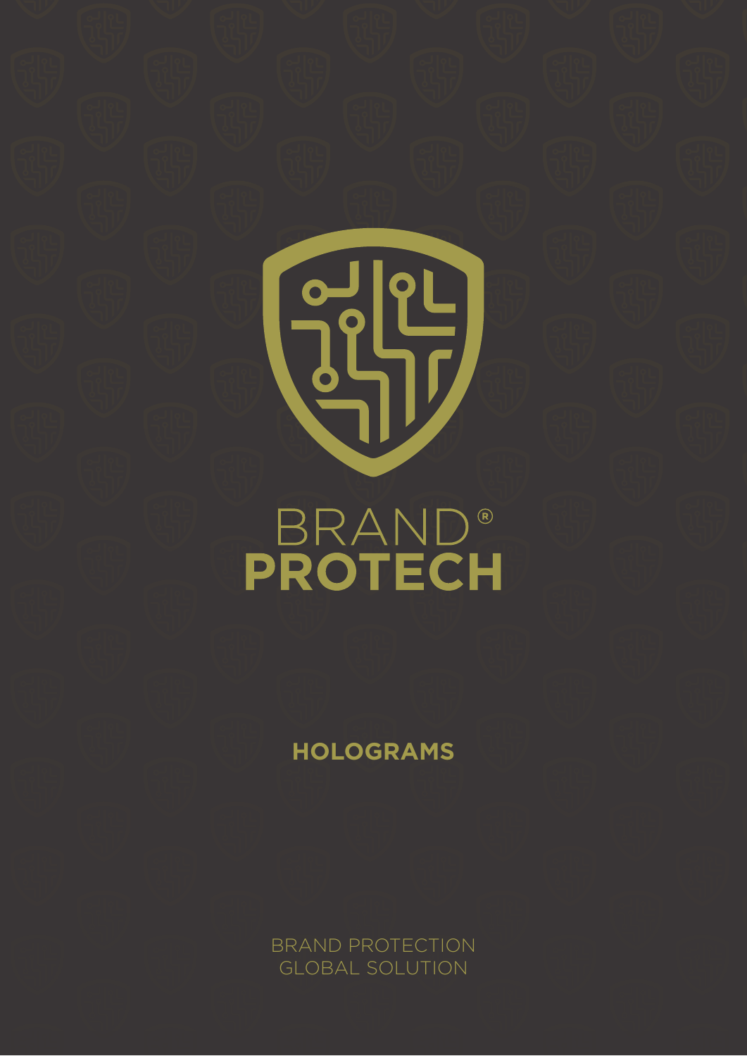# BRAND® PROTECH

## HOLOGRAMS

BRAND PROTECTION
GLOBAL SOLUTION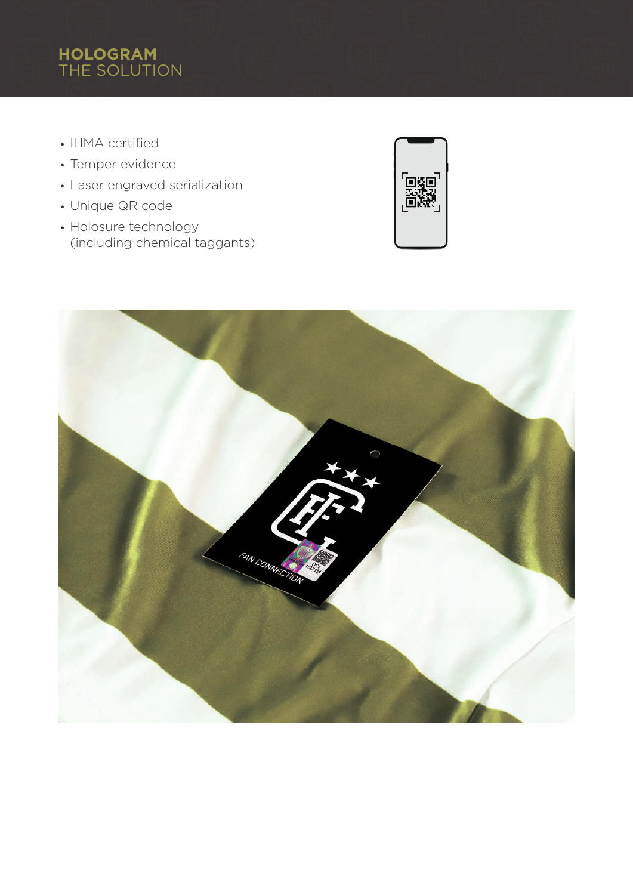# HOLOGRAM
## THE SOLUTION

- IHMA certified
- Temper evidence
- Laser engraved serialization
- Unique QR code
- Holosure technology (including chemical taggants)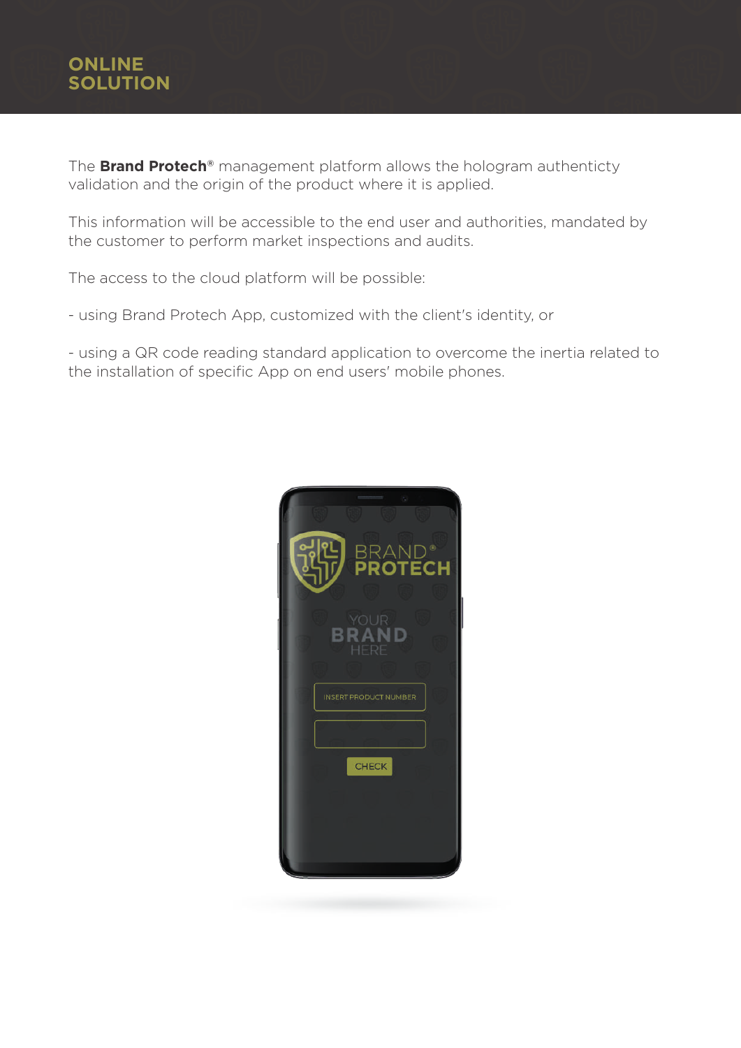# ONLINE SOLUTION

The **Brand Protech**® management platform allows the hologram authenticty validation and the origin of the product where it is applied.

This information will be accessible to the end user and authorities, mandated by the customer to perform market inspections and audits.

The access to the cloud platform will be possible:

- using Brand Protech App, customized with the client's identity, or

- using a QR code reading standard application to overcome the inertia related to the installation of specific App on end users' mobile phones.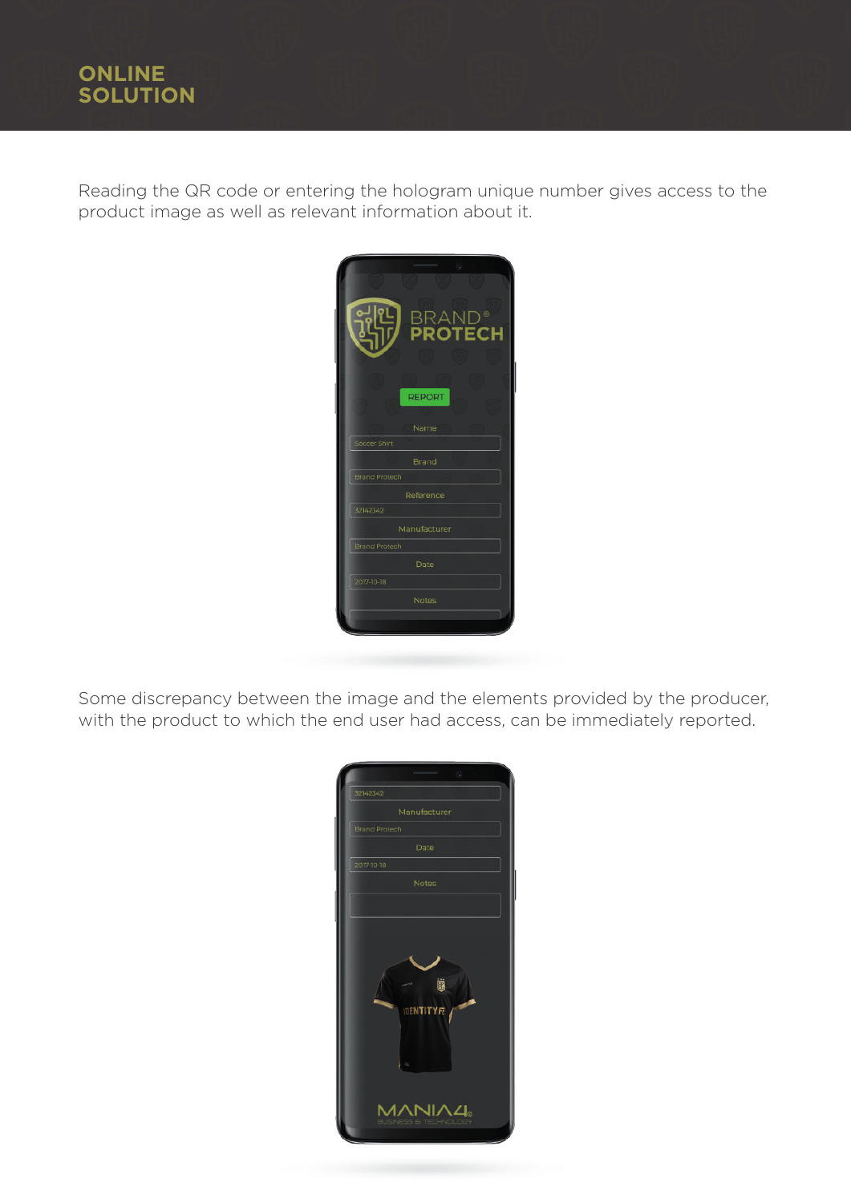# ONLINE SOLUTION

Reading the QR code or entering the hologram unique number gives access to the product image as well as relevant information about it.

Some discrepancy between the image and the elements provided by the producer, with the product to which the end user had access, can be immediately reported.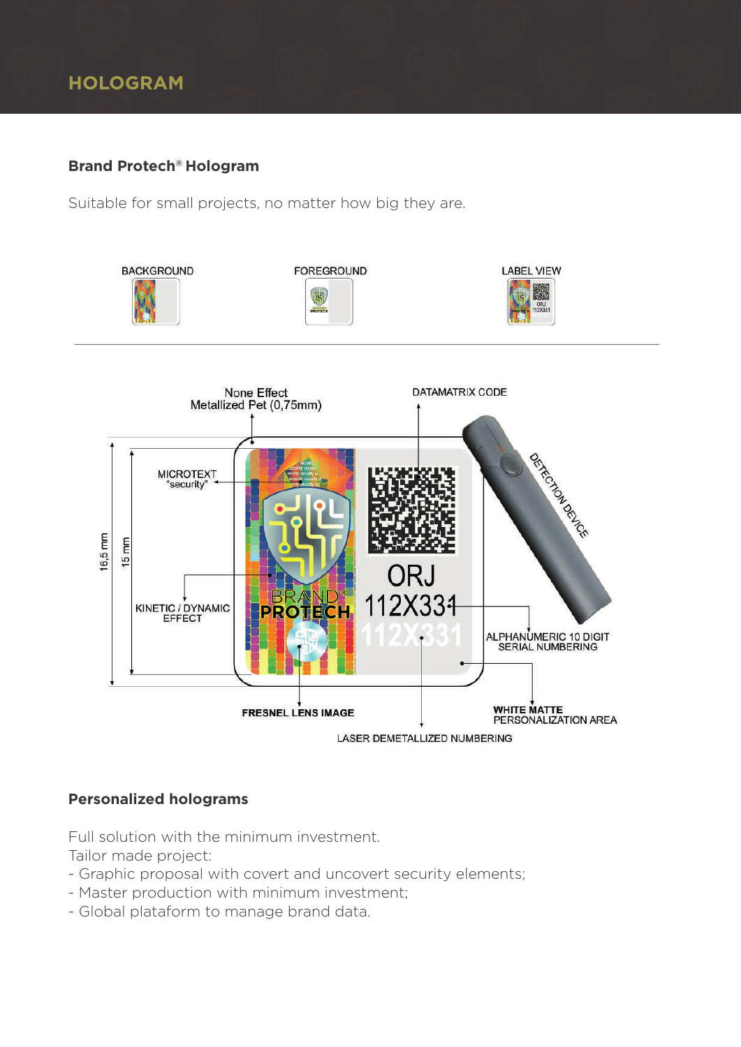## HOLOGRAM

### Brand Protech® Hologram

Suitable for small projects, no matter how big they are.

BACKGROUND

FOREGROUND

LABEL VIEW

None Effect
Metallized Pet (0,75mm)

DATAMATRIX CODE

MICROTEXT
"security"

DETECTION DEVICE

16,5 mm

15 mm

KINETIC / DYNAMIC
EFFECT

ALPHANUMERIC 10 DIGIT
SERIAL NUMBERING

FRESNEL LENS IMAGE

WHITE MATTE
PERSONALIZATION AREA

LASER DEMETALLIZED NUMBERING

### Personalized holograms

Full solution with the minimum investment.
Tailor made project:
- Graphic proposal with covert and uncovert security elements;
- Master production with minimum investment;
- Global plataform to manage brand data.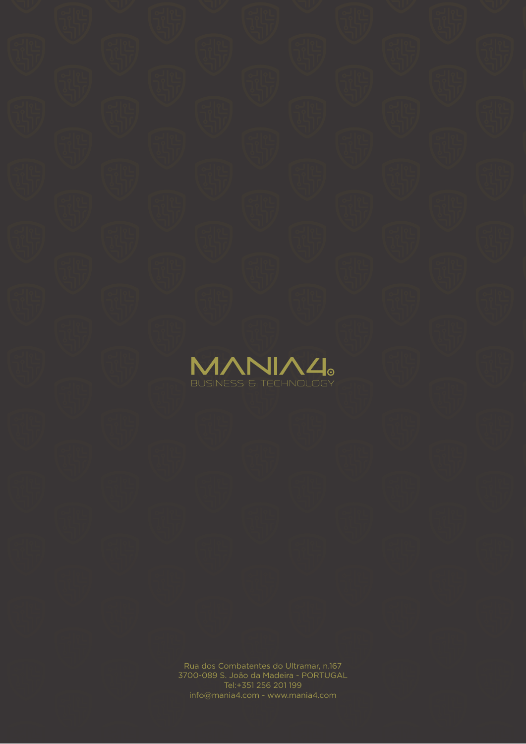MANIA4

BUSINESS & TECHNOLOGY

Rua dos Combatentes do Ultramar, n.167
3700-089 S. João da Madeira - PORTUGAL
Tel:+351 256 201 199
info@mania4.com - www.mania4.com